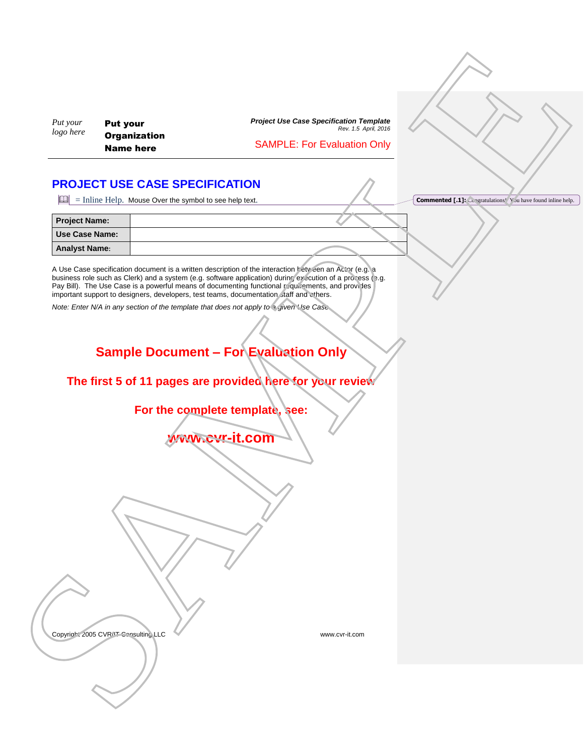*Put your logo here*

**Put your Organization Name here**

***Project Use Case Specification Template***
*Rev. 1.5 April, 2016*

SAMPLE: For Evaluation Only

# PROJECT USE CASE SPECIFICATION

📖 = Inline Help. Mouse Over the symbol to see help text.

**Commented [.1]:** Congratulations! You have found inline help.

| | |
|---|---|
| **Project Name:** | |
| **Use Case Name:** | |
| **Analyst Name:** | |

A Use Case specification document is a written description of the interaction between an Actor (e.g. a business role such as Clerk) and a system (e.g. software application) during execution of a process (e.g. Pay Bill). The Use Case is a powerful means of documenting functional requirements, and provides important support to designers, developers, test teams, documentation staff and others.

*Note: Enter N/A in any section of the template that does not apply to a given Use Case.*

**Sample Document – For Evaluation Only**

**The first 5 of 11 pages are provided here for your review**

**For the complete template, see:**

**www.cvr-it.com**

Copyright 2005 CVR/IT Consulting LLC www.cvr-it.com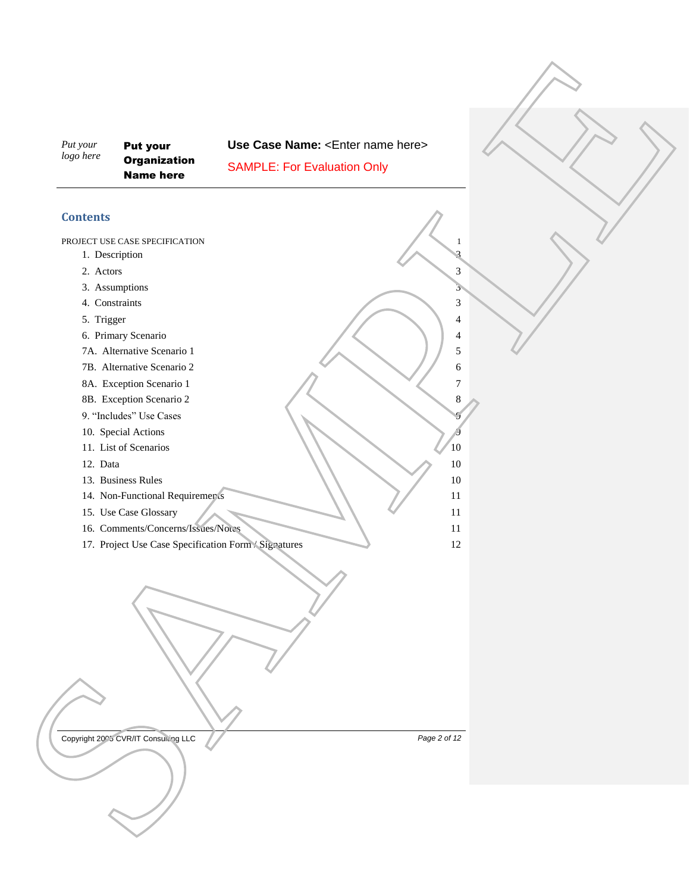## Contents

PROJECT USE CASE SPECIFICATION 1

1. Description 3
2. Actors 3
3. Assumptions 3
4. Constraints 3
5. Trigger 4
6. Primary Scenario 4

7A. Alternative Scenario 1 5

7B. Alternative Scenario 2 6

8A. Exception Scenario 1 7

8B. Exception Scenario 2 8

9. "Includes" Use Cases 9
10. Special Actions 9
11. List of Scenarios 10
12. Data 10
13. Business Rules 10
14. Non-Functional Requirements 11
15. Use Case Glossary 11
16. Comments/Concerns/Issues/Notes 11
17. Project Use Case Specification Form / Signatures 12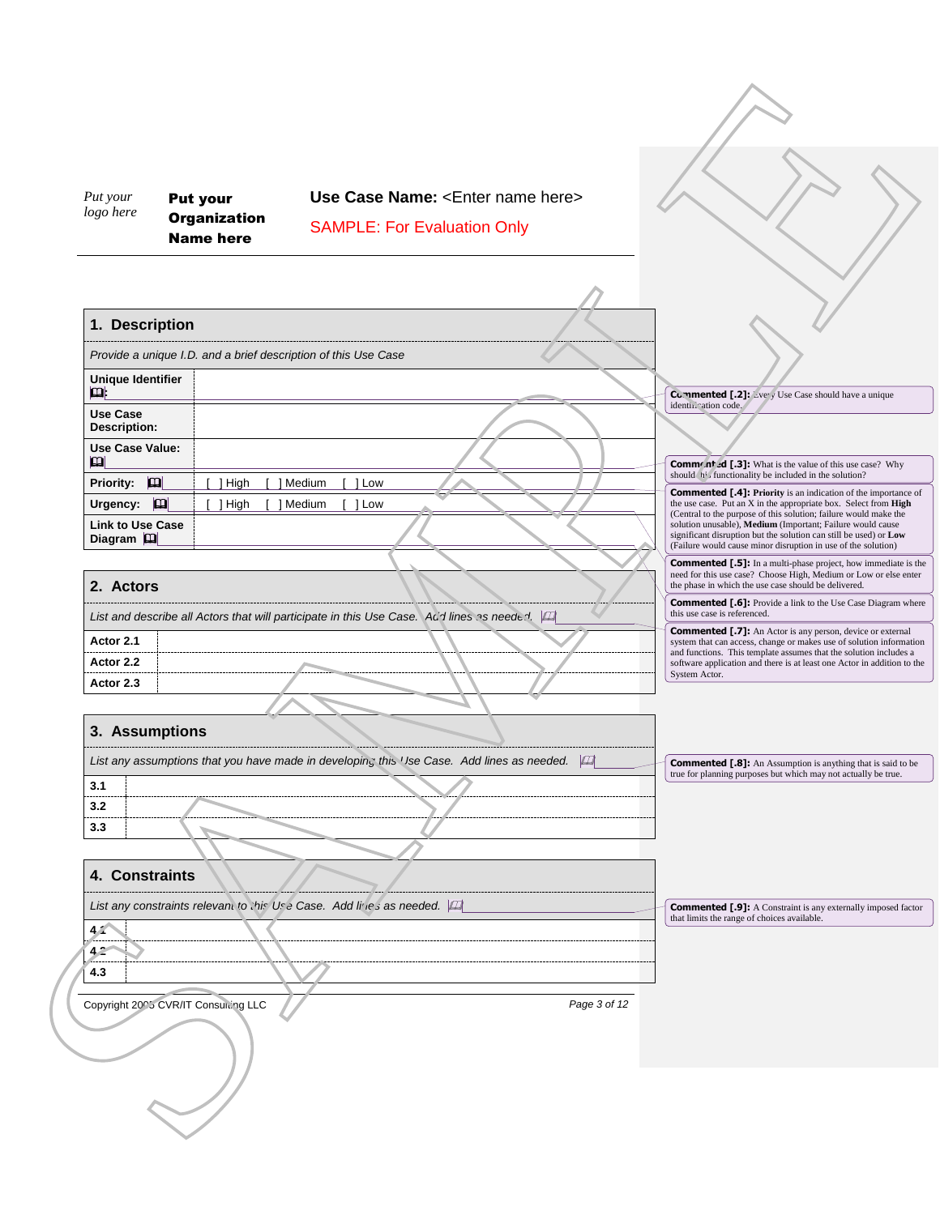Put your logo here

**Put your Organization Name here**

**Use Case Name:** <Enter name here>

SAMPLE: For Evaluation Only

## 1. Description

*Provide a unique I.D. and a brief description of this Use Case*

| | |
|---|---|
| **Unique Identifier:** | |
| **Use Case Description:** | |
| **Use Case Value:** | |
| **Priority:** | [ ] High [ ] Medium [ ] Low |
| **Urgency:** | [ ] High [ ] Medium [ ] Low |
| **Link to Use Case Diagram** | |

## 2. Actors

*List and describe all Actors that will participate in this Use Case. Add lines as needed.*

| | |
|---|---|
| **Actor 2.1** | |
| **Actor 2.2** | |
| **Actor 2.3** | |

## 3. Assumptions

*List any assumptions that you have made in developing this Use Case. Add lines as needed.*

| | |
|---|---|
| **3.1** | |
| **3.2** | |
| **3.3** | |

## 4. Constraints

*List any constraints relevant to this Use Case. Add lines as needed.*

| | |
|---|---|
| **4.1** | |
| **4.2** | |
| **4.3** | |

**Commented [.2]:** Every Use Case should have a unique identification code.

**Commented [.3]:** What is the value of this use case? Why should this functionality be included in the solution?

**Commented [.4]:** **Priority** is an indication of the importance of the use case. Put an X in the appropriate box. Select from **High** (Central to the purpose of this solution; failure would make the solution unusable), **Medium** (Important; Failure would cause significant disruption but the solution can still be used) or **Low** (Failure would cause minor disruption in use of the solution)

**Commented [.5]:** In a multi-phase project, how immediate is the need for this use case? Choose High, Medium or Low or else enter the phase in which the use case should be delivered.

**Commented [.6]:** Provide a link to the Use Case Diagram where this use case is referenced.

**Commented [.7]:** An Actor is any person, device or external system that can access, change or makes use of solution information and functions. This template assumes that the solution includes a software application and there is at least one Actor in addition to the System Actor.

**Commented [.8]:** An Assumption is anything that is said to be true for planning purposes but which may not actually be true.

**Commented [.9]:** A Constraint is any externally imposed factor that limits the range of choices available.

Copyright 2005 CVR/IT Consulting LLC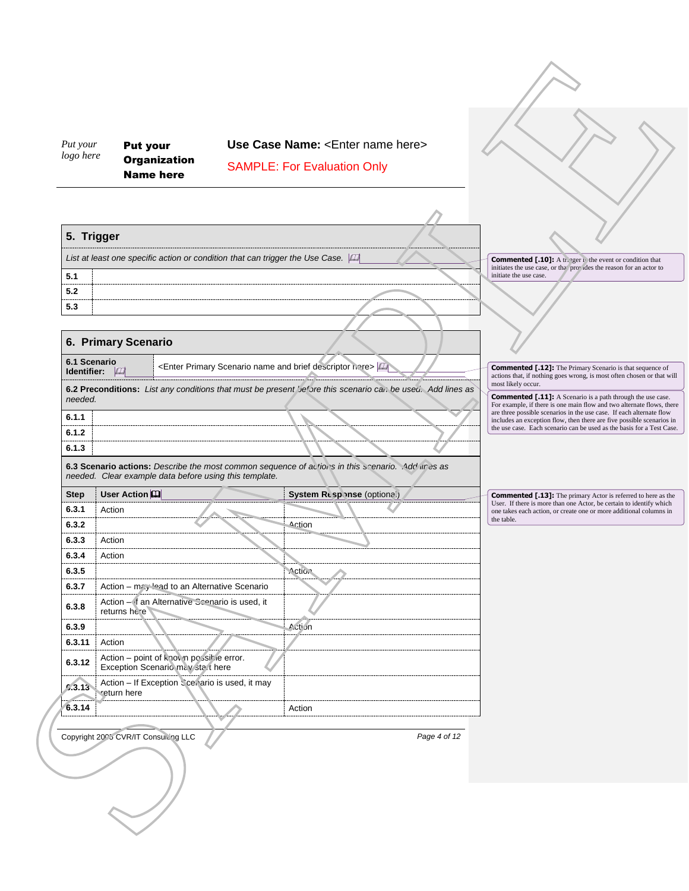Put your logo here

**Put your Organization Name here**

**Use Case Name:** <Enter name here>

SAMPLE: For Evaluation Only

## 5. Trigger

*List at least one specific action or condition that can trigger the Use Case.*

| | |
|---|---|
| **5.1** | |
| **5.2** | |
| **5.3** | |

> **Commented [.10]:** A trigger is the event or condition that initiates the use case, or that provides the reason for an actor to initiate the use case.

## 6. Primary Scenario

**6.1 Scenario Identifier:** <Enter Primary Scenario name and brief descriptor here>

> **Commented [.12]:** The Primary Scenario is that sequence of actions that, if nothing goes wrong, is most often chosen or that will most likely occur.

> **Commented [.11]:** A Scenario is a path through the use case. For example, if there is one main flow and two alternate flows, there are three possible scenarios in the use case. If each alternate flow includes an exception flow, then there are five possible scenarios in the use case. Each scenario can be used as the basis for a Test Case.

**6.2 Preconditions:** *List any conditions that must be present before this scenario can be used. Add lines as needed.*

| | |
|---|---|
| **6.1.1** | |
| **6.1.2** | |
| **6.1.3** | |

**6.3 Scenario actions:** *Describe the most common sequence of actions in this scenario. Add lines as needed. Clear example data before using this template.*

| Step | User Action | System Response (optional) |
|---|---|---|
| **6.3.1** | Action | |
| **6.3.2** | | Action |
| **6.3.3** | Action | |
| **6.3.4** | Action | |
| **6.3.5** | | Action |
| **6.3.7** | Action – may lead to an Alternative Scenario | |
| **6.3.8** | Action – if an Alternative Scenario is used, it returns here | |
| **6.3.9** | | Action |
| **6.3.11** | Action | |
| **6.3.12** | Action – point of known possible error. Exception Scenario may start here | |
| **6.3.13** | Action – If Exception Scenario is used, it may return here | |
| **6.3.14** | | Action |

> **Commented [.13]:** The primary Actor is referred to here as the User. If there is more than one Actor, be certain to identify which one takes each action, or create one or more additional columns in the table.

Copyright 2005 CVR/IT Consulting LLC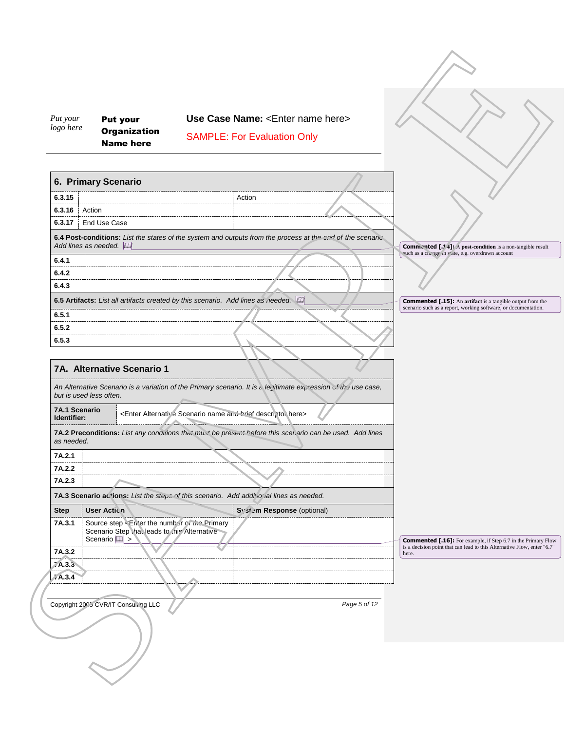| Put your logo here | **Put your Organization Name here** | **Use Case Name:** <Enter name here> |
|---|---|---|
| | | SAMPLE: For Evaluation Only |

## 6. Primary Scenario

| | | |
|---|---|---|
| **6.3.15** | | Action |
| **6.3.16** | Action | |
| **6.3.17** | End Use Case | |

**6.4 Post-conditions:** *List the states of the system and outputs from the process at the end of the scenario. Add lines as needed.*

| | |
|---|---|
| **6.4.1** | |
| **6.4.2** | |
| **6.4.3** | |

**6.5 Artifacts:** *List all artifacts created by this scenario. Add lines as needed.*

| | |
|---|---|
| **6.5.1** | |
| **6.5.2** | |
| **6.5.3** | |

Commented [.14]: A **post-condition** is a non-tangible result such as a change in state, e.g. overdrawn account

Commented [.15]: An **artifact** is a tangible output from the scenario such as a report, working software, or documentation.

## 7A. Alternative Scenario 1

*An Alternative Scenario is a variation of the Primary scenario. It is a legitimate expression of the use case, but is used less often.*

| | |
|---|---|
| **7A.1 Scenario Identifier:** | <Enter Alternative Scenario name and brief description here> |

**7A.2 Preconditions:** *List any conditions that must be present before this scenario can be used. Add lines as needed.*

| | |
|---|---|
| **7A.2.1** | |
| **7A.2.2** | |
| **7A.2.3** | |

**7A.3 Scenario actions:** *List the steps of this scenario. Add additional lines as needed.*

| Step | User Action | System Response (optional) |
|---|---|---|
| **7A.3.1** | Source step <Enter the number of the Primary Scenario Step that leads to this Alternative Scenario > | |
| **7A.3.2** | | |
| **7A.3.3** | | |
| **7A.3.4** | | |

Commented [.16]: For example, if Step 6.7 in the Primary Flow is a decision point that can lead to this Alternative Flow, enter "6.7" here.

Copyright 2005 CVR/IT Consulting LLC